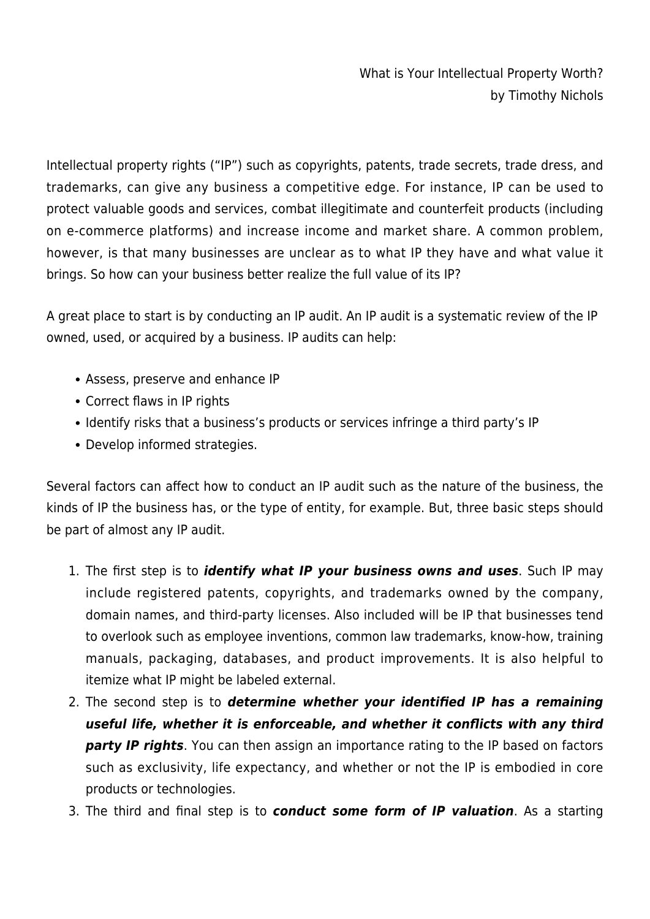# What is Your Intellectual Property Worth?

by Timothy Nichols

Intellectual property rights ("IP") such as copyrights, patents, trade secrets, trade dress, and trademarks, can give any business a competitive edge. For instance, IP can be used to protect valuable goods and services, combat illegitimate and counterfeit products (including on e-commerce platforms) and increase income and market share. A common problem, however, is that many businesses are unclear as to what IP they have and what value it brings. So how can your business better realize the full value of its IP?

A great place to start is by conducting an IP audit. An IP audit is a systematic review of the IP owned, used, or acquired by a business. IP audits can help:

- Assess, preserve and enhance IP
- Correct flaws in IP rights
- Identify risks that a business's products or services infringe a third party's IP
- Develop informed strategies.

Several factors can affect how to conduct an IP audit such as the nature of the business, the kinds of IP the business has, or the type of entity, for example. But, three basic steps should be part of almost any IP audit.

1. The first step is to ***identify what IP your business owns and uses***. Such IP may include registered patents, copyrights, and trademarks owned by the company, domain names, and third-party licenses. Also included will be IP that businesses tend to overlook such as employee inventions, common law trademarks, know-how, training manuals, packaging, databases, and product improvements. It is also helpful to itemize what IP might be labeled external.
2. The second step is to ***determine whether your identified IP has a remaining useful life, whether it is enforceable, and whether it conflicts with any third party IP rights***. You can then assign an importance rating to the IP based on factors such as exclusivity, life expectancy, and whether or not the IP is embodied in core products or technologies.
3. The third and final step is to ***conduct some form of IP valuation***. As a starting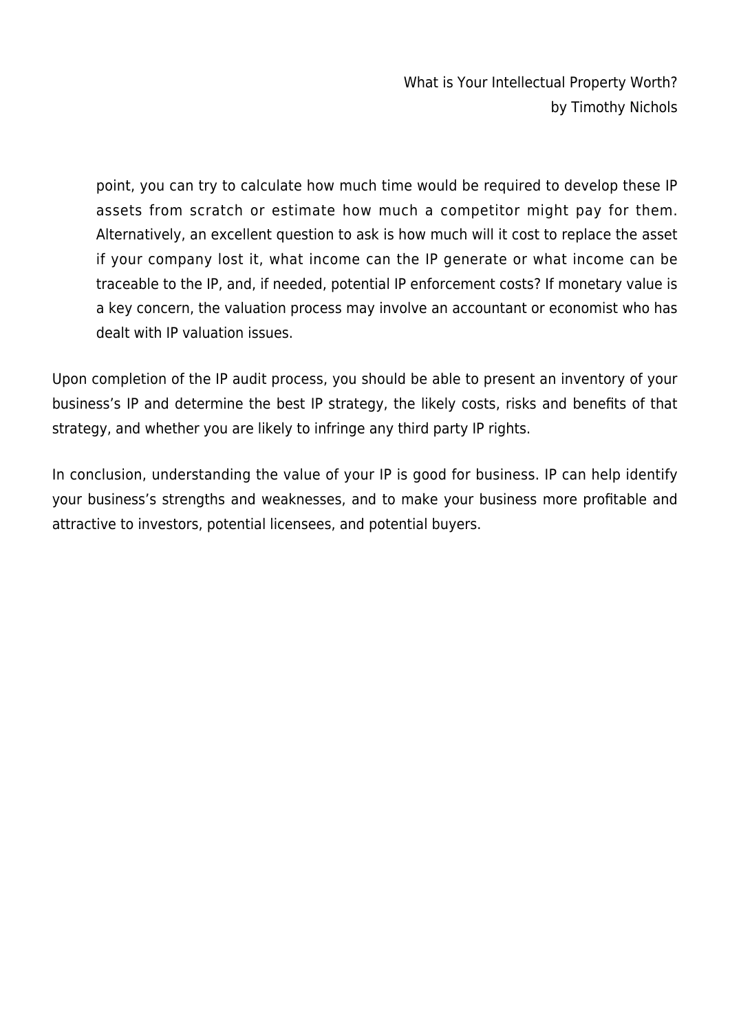point, you can try to calculate how much time would be required to develop these IP assets from scratch or estimate how much a competitor might pay for them. Alternatively, an excellent question to ask is how much will it cost to replace the asset if your company lost it, what income can the IP generate or what income can be traceable to the IP, and, if needed, potential IP enforcement costs? If monetary value is a key concern, the valuation process may involve an accountant or economist who has dealt with IP valuation issues.

Upon completion of the IP audit process, you should be able to present an inventory of your business's IP and determine the best IP strategy, the likely costs, risks and benefits of that strategy, and whether you are likely to infringe any third party IP rights.

In conclusion, understanding the value of your IP is good for business. IP can help identify your business's strengths and weaknesses, and to make your business more profitable and attractive to investors, potential licensees, and potential buyers.